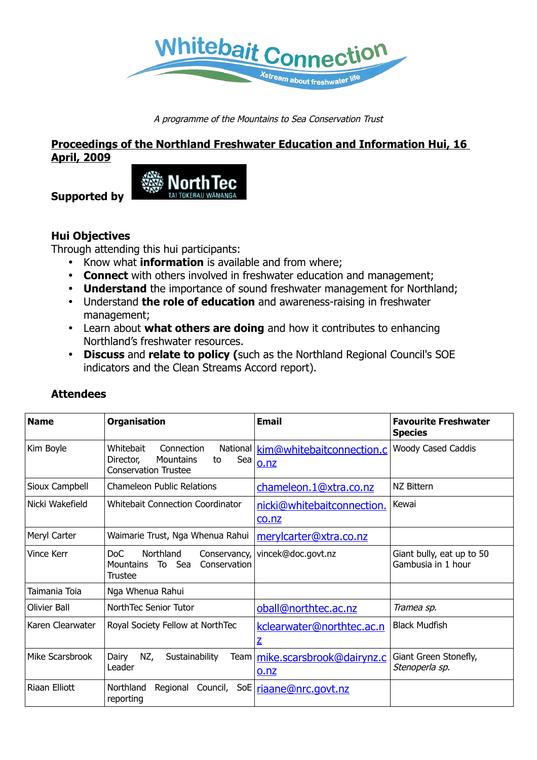A programme of the Mountains to Sea Conservation Trust

## Proceedings of the Northland Freshwater Education and Information Hui, 16 April, 2009

**Supported by**

### Hui Objectives

Through attending this hui participants:

- Know what **information** is available and from where;
- **Connect** with others involved in freshwater education and management;
- **Understand** the importance of sound freshwater management for Northland;
- Understand **the role of education** and awareness-raising in freshwater management;
- Learn about **what others are doing** and how it contributes to enhancing Northland's freshwater resources.
- **Discuss** and **relate to policy (**such as the Northland Regional Council's SOE indicators and the Clean Streams Accord report).

### Attendees

| **Name** | **Organisation** | **Email** | **Favourite Freshwater Species** |
|---|---|---|---|
| Kim Boyle | Whitebait Connection National Director, Mountains to Sea Conservation Trustee | kim@whitebaitconnection.co.nz | Woody Cased Caddis |
| Sioux Campbell | Chameleon Public Relations | chameleon.1@xtra.co.nz | NZ Bittern |
| Nicki Wakefield | Whitebait Connection Coordinator | nicki@whitebaitconnection.co.nz | Kewai |
| Meryl Carter | Waimarie Trust, Nga Whenua Rahui | merylcarter@xtra.co.nz | |
| Vince Kerr | DoC Northland Conservancy, Mountains To Sea Conservation Trustee | vincek@doc.govt.nz | Giant bully, eat up to 50 Gambusia in 1 hour |
| Taimania Toia | Nga Whenua Rahui | | |
| Olivier Ball | NorthTec Senior Tutor | oball@northtec.ac.nz | *Tramea sp.* |
| Karen Clearwater | Royal Society Fellow at NorthTec | kclearwater@northtec.ac.nz | Black Mudfish |
| Mike Scarsbrook | Dairy NZ, Sustainability Team Leader | mike.scarsbrook@dairynz.co.nz | Giant Green Stonefly, *Stenoperla sp.* |
| Riaan Elliott | Northland Regional Council, SoE reporting | riaane@nrc.govt.nz | |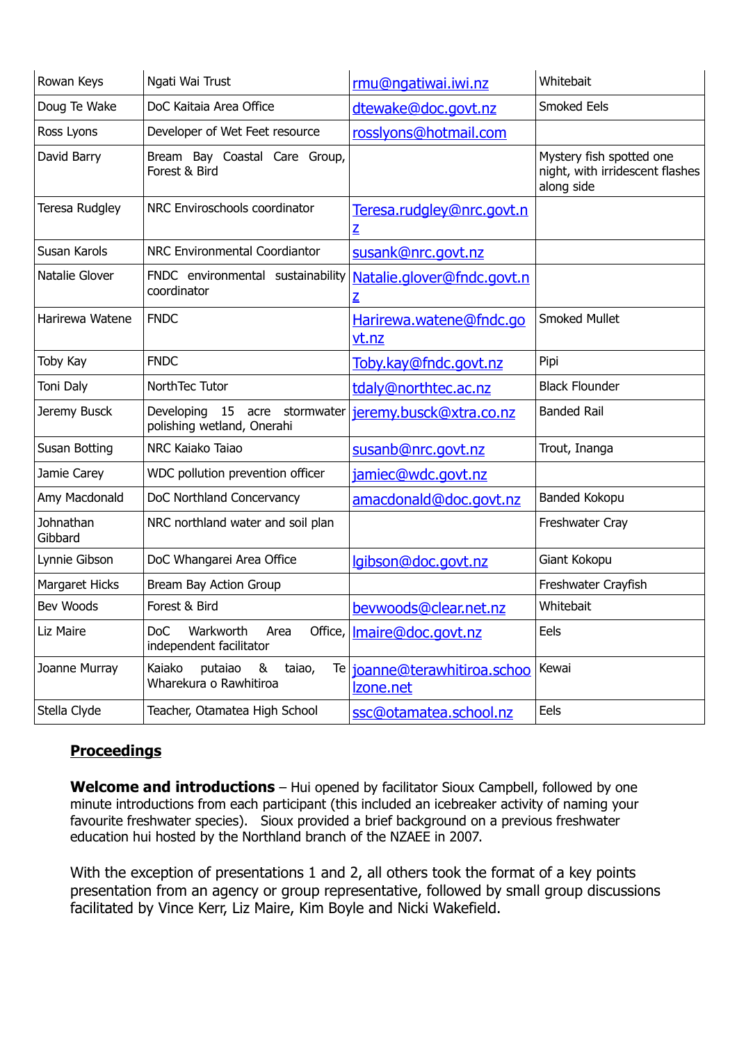| Rowan Keys | Ngati Wai Trust | rmu@ngatiwai.iwi.nz | Whitebait |
|---|---|---|---|
| Doug Te Wake | DoC Kaitaia Area Office | dtewake@doc.govt.nz | Smoked Eels |
| Ross Lyons | Developer of Wet Feet resource | rosslyons@hotmail.com | |
| David Barry | Bream Bay Coastal Care Group, Forest & Bird | | Mystery fish spotted one night, with irridescent flashes along side |
| Teresa Rudgley | NRC Enviroschools coordinator | Teresa.rudgley@nrc.govt.nz | |
| Susan Karols | NRC Environmental Coordiantor | susank@nrc.govt.nz | |
| Natalie Glover | FNDC environmental sustainability coordinator | Natalie.glover@fndc.govt.nz | |
| Harirewa Watene | FNDC | Harirewa.watene@fndc.govt.nz | Smoked Mullet |
| Toby Kay | FNDC | Toby.kay@fndc.govt.nz | Pipi |
| Toni Daly | NorthTec Tutor | tdaly@northtec.ac.nz | Black Flounder |
| Jeremy Busck | Developing 15 acre stormwater polishing wetland, Onerahi | jeremy.busck@xtra.co.nz | Banded Rail |
| Susan Botting | NRC Kaiako Taiao | susanb@nrc.govt.nz | Trout, Inanga |
| Jamie Carey | WDC pollution prevention officer | jamiec@wdc.govt.nz | |
| Amy Macdonald | DoC Northland Concervancy | amacdonald@doc.govt.nz | Banded Kokopu |
| Johnathan Gibbard | NRC northland water and soil plan | | Freshwater Cray |
| Lynnie Gibson | DoC Whangarei Area Office | lgibson@doc.govt.nz | Giant Kokopu |
| Margaret Hicks | Bream Bay Action Group | | Freshwater Crayfish |
| Bev Woods | Forest & Bird | bevwoods@clear.net.nz | Whitebait |
| Liz Maire | DoC Warkworth Area Office, independent facilitator | lmaire@doc.govt.nz | Eels |
| Joanne Murray | Kaiako putaiao & taiao, Te Wharekura o Rawhitiroa | joanne@terawhitiroa.schoolzone.net | Kewai |
| Stella Clyde | Teacher, Otamatea High School | ssc@otamatea.school.nz | Eels |

## Proceedings

**Welcome and introductions** – Hui opened by facilitator Sioux Campbell, followed by one minute introductions from each participant (this included an icebreaker activity of naming your favourite freshwater species). Sioux provided a brief background on a previous freshwater education hui hosted by the Northland branch of the NZAEE in 2007.

With the exception of presentations 1 and 2, all others took the format of a key points presentation from an agency or group representative, followed by small group discussions facilitated by Vince Kerr, Liz Maire, Kim Boyle and Nicki Wakefield.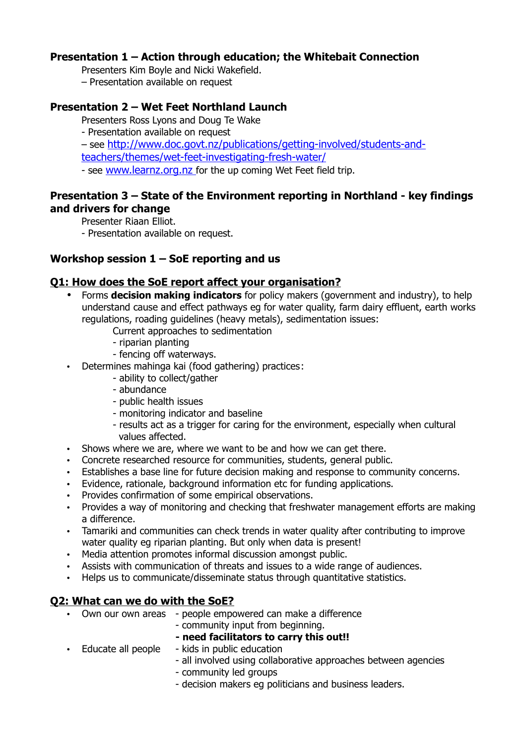## Presentation 1 – Action through education; the Whitebait Connection

Presenters Kim Boyle and Nicki Wakefield.
– Presentation available on request

## Presentation 2 – Wet Feet Northland Launch

Presenters Ross Lyons and Doug Te Wake
- Presentation available on request
– see [http://www.doc.govt.nz/publications/getting-involved/students-and-teachers/themes/wet-feet-investigating-fresh-water/](http://www.doc.govt.nz/publications/getting-involved/students-and-teachers/themes/wet-feet-investigating-fresh-water/)
- see [www.learnz.org.nz](http://www.learnz.org.nz) for the up coming Wet Feet field trip.

## Presentation 3 – State of the Environment reporting in Northland - key findings and drivers for change

Presenter Riaan Elliot.
- Presentation available on request.

## Workshop session 1 – SoE reporting and us

### Q1: How does the SoE report affect your organisation?

- Forms **decision making indicators** for policy makers (government and industry), to help understand cause and effect pathways eg for water quality, farm dairy effluent, earth works regulations, roading guidelines (heavy metals), sedimentation issues:
  Current approaches to sedimentation
  - riparian planting
  - fencing off waterways.
- Determines mahinga kai (food gathering) practices:
  - ability to collect/gather
  - abundance
  - public health issues
  - monitoring indicator and baseline
  - results act as a trigger for caring for the environment, especially when cultural values affected.
- Shows where we are, where we want to be and how we can get there.
- Concrete researched resource for communities, students, general public.
- Establishes a base line for future decision making and response to community concerns.
- Evidence, rationale, background information etc for funding applications.
- Provides confirmation of some empirical observations.
- Provides a way of monitoring and checking that freshwater management efforts are making a difference.
- Tamariki and communities can check trends in water quality after contributing to improve water quality eg riparian planting. But only when data is present!
- Media attention promotes informal discussion amongst public.
- Assists with communication of threats and issues to a wide range of audiences.
- Helps us to communicate/disseminate status through quantitative statistics.

### Q2: What can we do with the SoE?

- Own our own areas
  - people empowered can make a difference
  - community input from beginning.
  - **need facilitators to carry this out!!**
- Educate all people
  - kids in public education
  - all involved using collaborative approaches between agencies
  - community led groups
  - decision makers eg politicians and business leaders.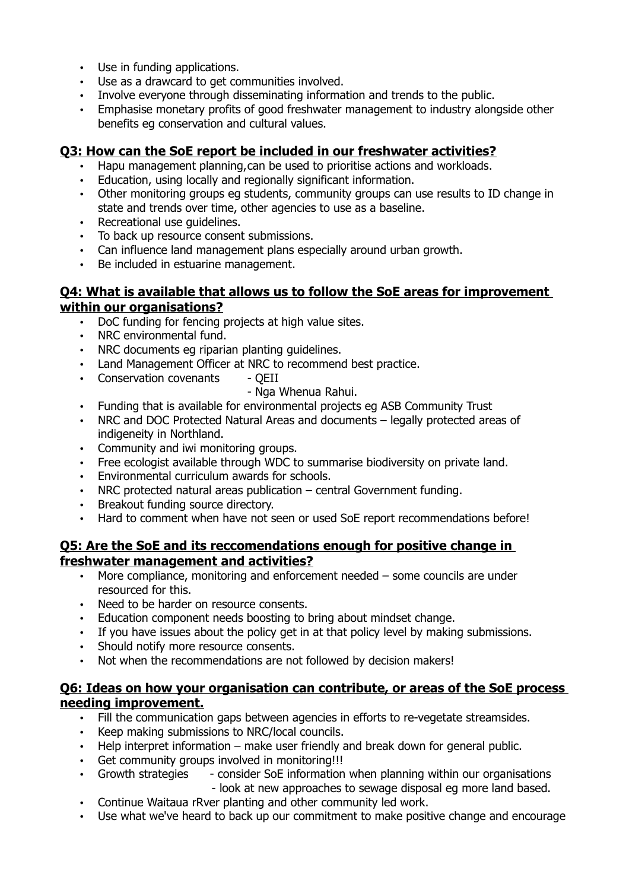- Use in funding applications.
- Use as a drawcard to get communities involved.
- Involve everyone through disseminating information and trends to the public.
- Emphasise monetary profits of good freshwater management to industry alongside other benefits eg conservation and cultural values.

## Q3: How can the SoE report be included in our freshwater activities?

- Hapu management planning,can be used to prioritise actions and workloads.
- Education, using locally and regionally significant information.
- Other monitoring groups eg students, community groups can use results to ID change in state and trends over time, other agencies to use as a baseline.
- Recreational use guidelines.
- To back up resource consent submissions.
- Can influence land management plans especially around urban growth.
- Be included in estuarine management.

## Q4: What is available that allows us to follow the SoE areas for improvement within our organisations?

- DoC funding for fencing projects at high value sites.
- NRC environmental fund.
- NRC documents eg riparian planting guidelines.
- Land Management Officer at NRC to recommend best practice.
- Conservation covenants - QEII
  - Nga Whenua Rahui.
- Funding that is available for environmental projects eg ASB Community Trust
- NRC and DOC Protected Natural Areas and documents – legally protected areas of indigeneity in Northland.
- Community and iwi monitoring groups.
- Free ecologist available through WDC to summarise biodiversity on private land.
- Environmental curriculum awards for schools.
- NRC protected natural areas publication – central Government funding.
- Breakout funding source directory.
- Hard to comment when have not seen or used SoE report recommendations before!

## Q5: Are the SoE and its reccomendations enough for positive change in freshwater management and activities?

- More compliance, monitoring and enforcement needed – some councils are under resourced for this.
- Need to be harder on resource consents.
- Education component needs boosting to bring about mindset change.
- If you have issues about the policy get in at that policy level by making submissions.
- Should notify more resource consents.
- Not when the recommendations are not followed by decision makers!

## Q6: Ideas on how your organisation can contribute, or areas of the SoE process needing improvement.

- Fill the communication gaps between agencies in efforts to re-vegetate streamsides.
- Keep making submissions to NRC/local councils.
- Help interpret information – make user friendly and break down for general public.
- Get community groups involved in monitoring!!!
- Growth strategies - consider SoE information when planning within our organisations
  - look at new approaches to sewage disposal eg more land based.
- Continue Waitaua rRver planting and other community led work.
- Use what we've heard to back up our commitment to make positive change and encourage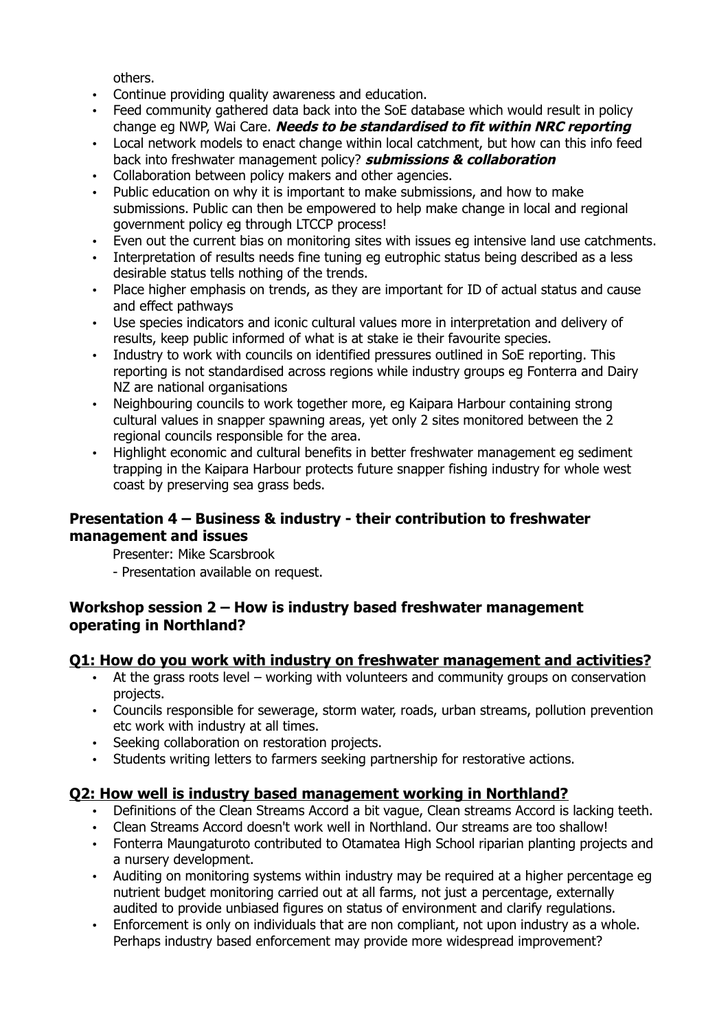others.

- Continue providing quality awareness and education.
- Feed community gathered data back into the SoE database which would result in policy change eg NWP, Wai Care. ***Needs to be standardised to fit within NRC reporting***
- Local network models to enact change within local catchment, but how can this info feed back into freshwater management policy? ***submissions & collaboration***
- Collaboration between policy makers and other agencies.
- Public education on why it is important to make submissions, and how to make submissions. Public can then be empowered to help make change in local and regional government policy eg through LTCCP process!
- Even out the current bias on monitoring sites with issues eg intensive land use catchments.
- Interpretation of results needs fine tuning eg eutrophic status being described as a less desirable status tells nothing of the trends.
- Place higher emphasis on trends, as they are important for ID of actual status and cause and effect pathways
- Use species indicators and iconic cultural values more in interpretation and delivery of results, keep public informed of what is at stake ie their favourite species.
- Industry to work with councils on identified pressures outlined in SoE reporting. This reporting is not standardised across regions while industry groups eg Fonterra and Dairy NZ are national organisations
- Neighbouring councils to work together more, eg Kaipara Harbour containing strong cultural values in snapper spawning areas, yet only 2 sites monitored between the 2 regional councils responsible for the area.
- Highlight economic and cultural benefits in better freshwater management eg sediment trapping in the Kaipara Harbour protects future snapper fishing industry for whole west coast by preserving sea grass beds.

### Presentation 4 – Business & industry - their contribution to freshwater management and issues

Presenter: Mike Scarsbrook

- Presentation available on request.

### Workshop session 2 – How is industry based freshwater management operating in Northland?

#### Q1: How do you work with industry on freshwater management and activities?

- At the grass roots level – working with volunteers and community groups on conservation projects.
- Councils responsible for sewerage, storm water, roads, urban streams, pollution prevention etc work with industry at all times.
- Seeking collaboration on restoration projects.
- Students writing letters to farmers seeking partnership for restorative actions.

#### Q2: How well is industry based management working in Northland?

- Definitions of the Clean Streams Accord a bit vague, Clean streams Accord is lacking teeth.
- Clean Streams Accord doesn't work well in Northland. Our streams are too shallow!
- Fonterra Maungaturoto contributed to Otamatea High School riparian planting projects and a nursery development.
- Auditing on monitoring systems within industry may be required at a higher percentage eg nutrient budget monitoring carried out at all farms, not just a percentage, externally audited to provide unbiased figures on status of environment and clarify regulations.
- Enforcement is only on individuals that are non compliant, not upon industry as a whole. Perhaps industry based enforcement may provide more widespread improvement?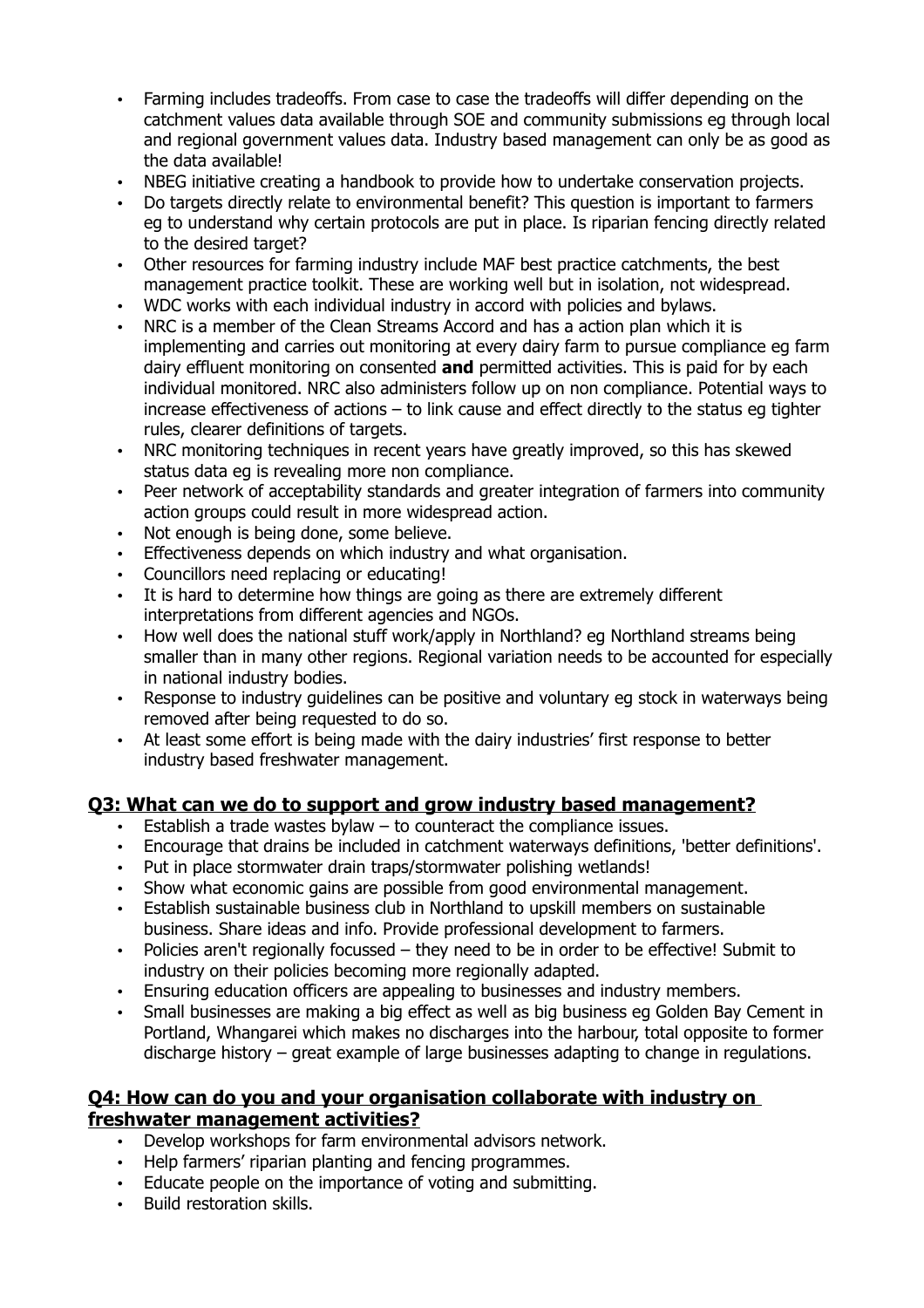- Farming includes tradeoffs. From case to case the tradeoffs will differ depending on the catchment values data available through SOE and community submissions eg through local and regional government values data. Industry based management can only be as good as the data available!
- NBEG initiative creating a handbook to provide how to undertake conservation projects.
- Do targets directly relate to environmental benefit? This question is important to farmers eg to understand why certain protocols are put in place. Is riparian fencing directly related to the desired target?
- Other resources for farming industry include MAF best practice catchments, the best management practice toolkit. These are working well but in isolation, not widespread.
- WDC works with each individual industry in accord with policies and bylaws.
- NRC is a member of the Clean Streams Accord and has a action plan which it is implementing and carries out monitoring at every dairy farm to pursue compliance eg farm dairy effluent monitoring on consented **and** permitted activities. This is paid for by each individual monitored. NRC also administers follow up on non compliance. Potential ways to increase effectiveness of actions – to link cause and effect directly to the status eg tighter rules, clearer definitions of targets.
- NRC monitoring techniques in recent years have greatly improved, so this has skewed status data eg is revealing more non compliance.
- Peer network of acceptability standards and greater integration of farmers into community action groups could result in more widespread action.
- Not enough is being done, some believe.
- Effectiveness depends on which industry and what organisation.
- Councillors need replacing or educating!
- It is hard to determine how things are going as there are extremely different interpretations from different agencies and NGOs.
- How well does the national stuff work/apply in Northland? eg Northland streams being smaller than in many other regions. Regional variation needs to be accounted for especially in national industry bodies.
- Response to industry guidelines can be positive and voluntary eg stock in waterways being removed after being requested to do so.
- At least some effort is being made with the dairy industries' first response to better industry based freshwater management.

## Q3: What can we do to support and grow industry based management?

- Establish a trade wastes bylaw – to counteract the compliance issues.
- Encourage that drains be included in catchment waterways definitions, 'better definitions'.
- Put in place stormwater drain traps/stormwater polishing wetlands!
- Show what economic gains are possible from good environmental management.
- Establish sustainable business club in Northland to upskill members on sustainable business. Share ideas and info. Provide professional development to farmers.
- Policies aren't regionally focussed – they need to be in order to be effective! Submit to industry on their policies becoming more regionally adapted.
- Ensuring education officers are appealing to businesses and industry members.
- Small businesses are making a big effect as well as big business eg Golden Bay Cement in Portland, Whangarei which makes no discharges into the harbour, total opposite to former discharge history – great example of large businesses adapting to change in regulations.

## Q4: How can do you and your organisation collaborate with industry on freshwater management activities?

- Develop workshops for farm environmental advisors network.
- Help farmers' riparian planting and fencing programmes.
- Educate people on the importance of voting and submitting.
- Build restoration skills.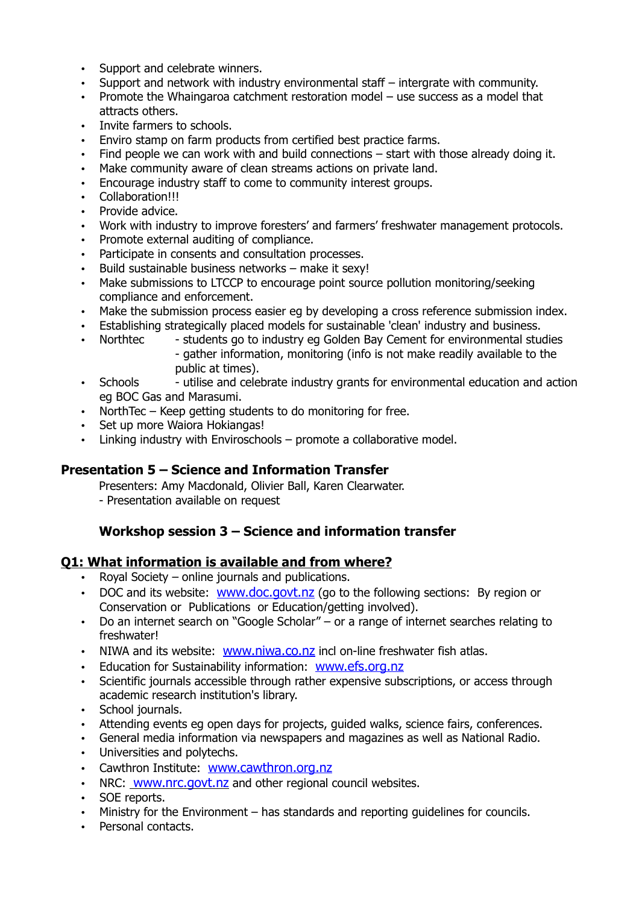- Support and celebrate winners.
- Support and network with industry environmental staff – intergrate with community.
- Promote the Whaingaroa catchment restoration model – use success as a model that attracts others.
- Invite farmers to schools.
- Enviro stamp on farm products from certified best practice farms.
- Find people we can work with and build connections – start with those already doing it.
- Make community aware of clean streams actions on private land.
- Encourage industry staff to come to community interest groups.
- Collaboration!!!
- Provide advice.
- Work with industry to improve foresters' and farmers' freshwater management protocols.
- Promote external auditing of compliance.
- Participate in consents and consultation processes.
- Build sustainable business networks – make it sexy!
- Make submissions to LTCCP to encourage point source pollution monitoring/seeking compliance and enforcement.
- Make the submission process easier eg by developing a cross reference submission index.
- Establishing strategically placed models for sustainable 'clean' industry and business.
- Northtec - students go to industry eg Golden Bay Cement for environmental studies
  - gather information, monitoring (info is not make readily available to the public at times).
- Schools - utilise and celebrate industry grants for environmental education and action eg BOC Gas and Marasumi.
- NorthTec – Keep getting students to do monitoring for free.
- Set up more Waiora Hokiangas!
- Linking industry with Enviroschools – promote a collaborative model.

## Presentation 5 – Science and Information Transfer

Presenters: Amy Macdonald, Olivier Ball, Karen Clearwater.
- Presentation available on request

### Workshop session 3 – Science and information transfer

**Q1: What information is available and from where?**

- Royal Society – online journals and publications.
- DOC and its website: www.doc.govt.nz (go to the following sections: By region or Conservation or Publications or Education/getting involved).
- Do an internet search on "Google Scholar" – or a range of internet searches relating to freshwater!
- NIWA and its website: www.niwa.co.nz incl on-line freshwater fish atlas.
- Education for Sustainability information: www.efs.org.nz
- Scientific journals accessible through rather expensive subscriptions, or access through academic research institution's library.
- School journals.
- Attending events eg open days for projects, guided walks, science fairs, conferences.
- General media information via newspapers and magazines as well as National Radio.
- Universities and polytechs.
- Cawthron Institute: www.cawthron.org.nz
- NRC: www.nrc.govt.nz and other regional council websites.
- SOE reports.
- Ministry for the Environment – has standards and reporting guidelines for councils.
- Personal contacts.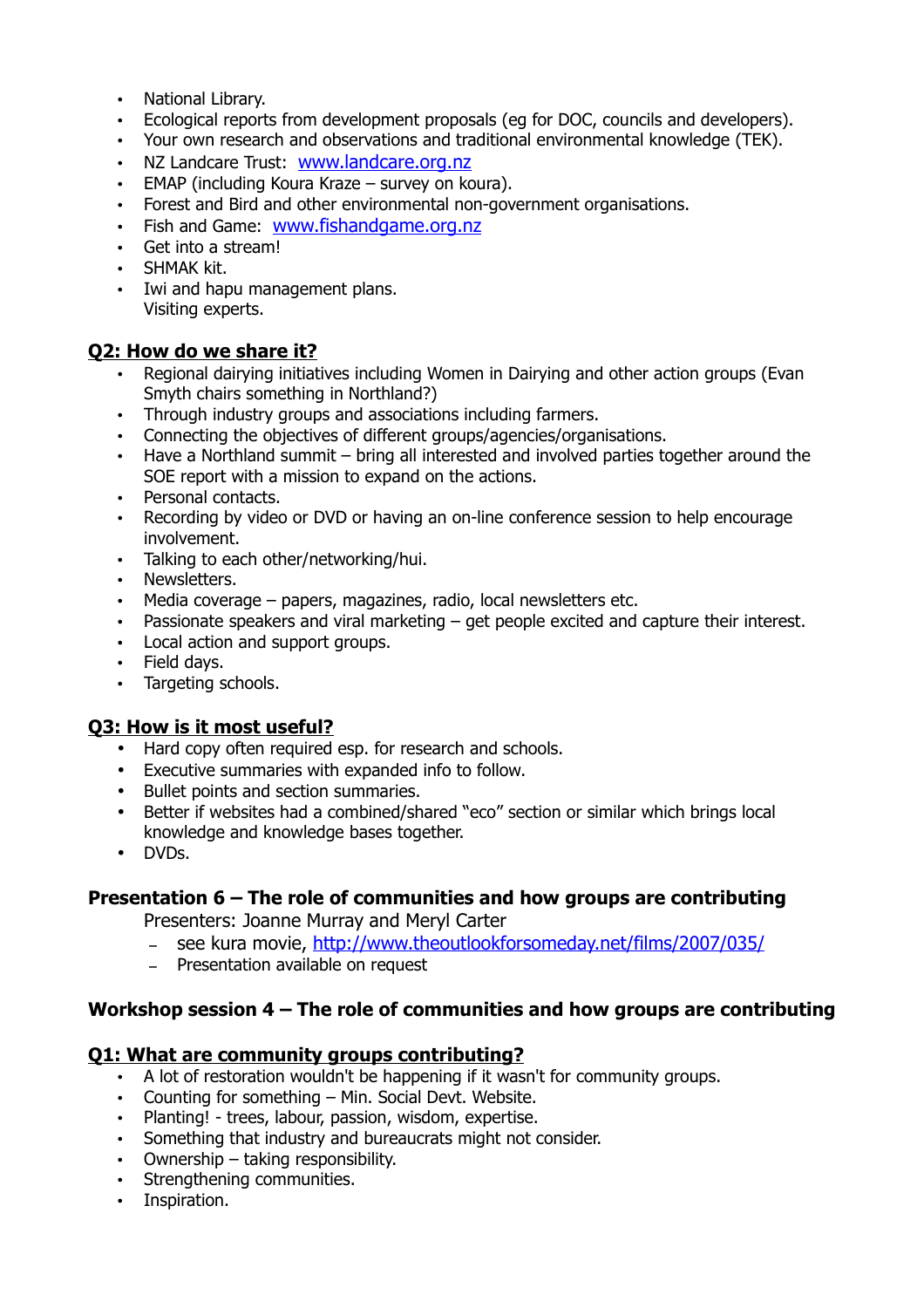- National Library.
- Ecological reports from development proposals (eg for DOC, councils and developers).
- Your own research and observations and traditional environmental knowledge (TEK).
- NZ Landcare Trust: [www.landcare.org.nz](http://www.landcare.org.nz)
- EMAP (including Koura Kraze – survey on koura).
- Forest and Bird and other environmental non-government organisations.
- Fish and Game: [www.fishandgame.org.nz](http://www.fishandgame.org.nz)
- Get into a stream!
- SHMAK kit.
- Iwi and hapu management plans.
  Visiting experts.

## Q2: How do we share it?

- Regional dairying initiatives including Women in Dairying and other action groups (Evan Smyth chairs something in Northland?)
- Through industry groups and associations including farmers.
- Connecting the objectives of different groups/agencies/organisations.
- Have a Northland summit – bring all interested and involved parties together around the SOE report with a mission to expand on the actions.
- Personal contacts.
- Recording by video or DVD or having an on-line conference session to help encourage involvement.
- Talking to each other/networking/hui.
- Newsletters.
- Media coverage – papers, magazines, radio, local newsletters etc.
- Passionate speakers and viral marketing – get people excited and capture their interest.
- Local action and support groups.
- Field days.
- Targeting schools.

## Q3: How is it most useful?

- Hard copy often required esp. for research and schools.
- Executive summaries with expanded info to follow.
- Bullet points and section summaries.
- Better if websites had a combined/shared "eco" section or similar which brings local knowledge and knowledge bases together.
- DVDs.

### Presentation 6 – The role of communities and how groups are contributing

Presenters: Joanne Murray and Meryl Carter

- see kura movie, [http://www.theoutlookforsomeday.net/films/2007/035/](http://www.theoutlookforsomeday.net/films/2007/035/)
- Presentation available on request

### Workshop session 4 – The role of communities and how groups are contributing

## Q1: What are community groups contributing?

- A lot of restoration wouldn't be happening if it wasn't for community groups.
- Counting for something – Min. Social Devt. Website.
- Planting! - trees, labour, passion, wisdom, expertise.
- Something that industry and bureaucrats might not consider.
- Ownership – taking responsibility.
- Strengthening communities.
- Inspiration.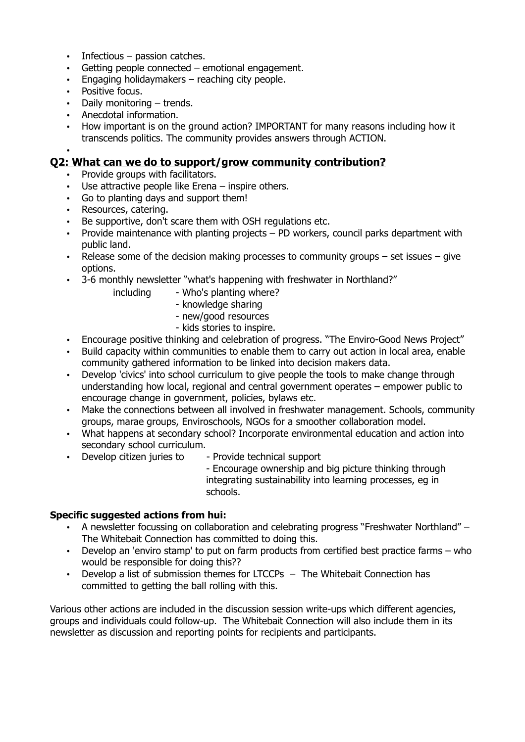- Infectious – passion catches.
- Getting people connected – emotional engagement.
- Engaging holidaymakers – reaching city people.
- Positive focus.
- Daily monitoring – trends.
- Anecdotal information.
- How important is on the ground action? IMPORTANT for many reasons including how it transcends politics. The community provides answers through ACTION.
-

## Q2: What can we do to support/grow community contribution?

- Provide groups with facilitators.
- Use attractive people like Erena – inspire others.
- Go to planting days and support them!
- Resources, catering.
- Be supportive, don't scare them with OSH regulations etc.
- Provide maintenance with planting projects – PD workers, council parks department with public land.
- Release some of the decision making processes to community groups – set issues – give options.
- 3-6 monthly newsletter "what's happening with freshwater in Northland?"
  including
  - Who's planting where?
  - knowledge sharing
  - new/good resources
  - kids stories to inspire.
- Encourage positive thinking and celebration of progress. "The Enviro-Good News Project"
- Build capacity within communities to enable them to carry out action in local area, enable community gathered information to be linked into decision makers data.
- Develop 'civics' into school curriculum to give people the tools to make change through understanding how local, regional and central government operates – empower public to encourage change in government, policies, bylaws etc.
- Make the connections between all involved in freshwater management. Schools, community groups, marae groups, Enviroschools, NGOs for a smoother collaboration model.
- What happens at secondary school? Incorporate environmental education and action into secondary school curriculum.
- Develop citizen juries to
  - Provide technical support
  - Encourage ownership and big picture thinking through integrating sustainability into learning processes, eg in schools.

**Specific suggested actions from hui:**

- A newsletter focussing on collaboration and celebrating progress "Freshwater Northland" – The Whitebait Connection has committed to doing this.
- Develop an 'enviro stamp' to put on farm products from certified best practice farms – who would be responsible for doing this??
- Develop a list of submission themes for LTCCPs – The Whitebait Connection has committed to getting the ball rolling with this.

Various other actions are included in the discussion session write-ups which different agencies, groups and individuals could follow-up. The Whitebait Connection will also include them in its newsletter as discussion and reporting points for recipients and participants.